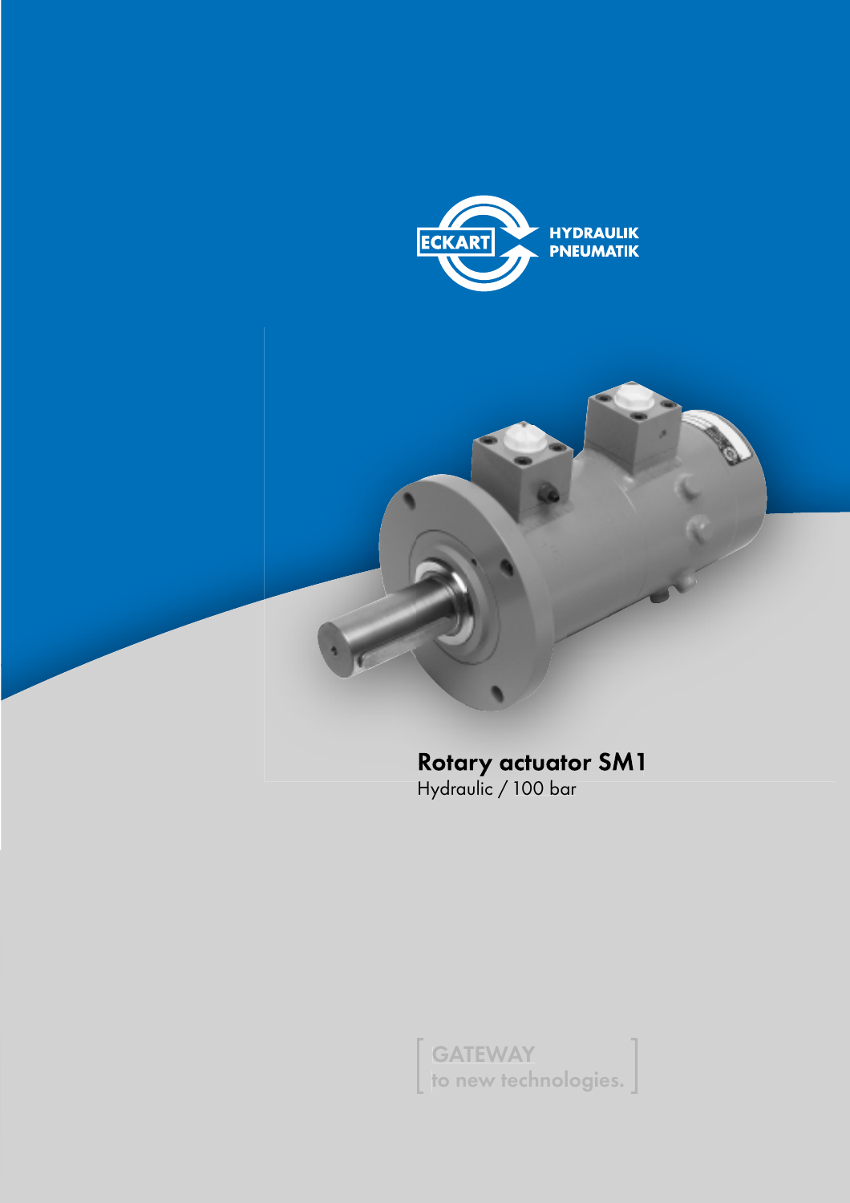ECKART HYDRAULIK PNEUMATIK

# Rotary actuator SM1

Hydraulic / 100 bar

[ GATEWAY to new technologies. ]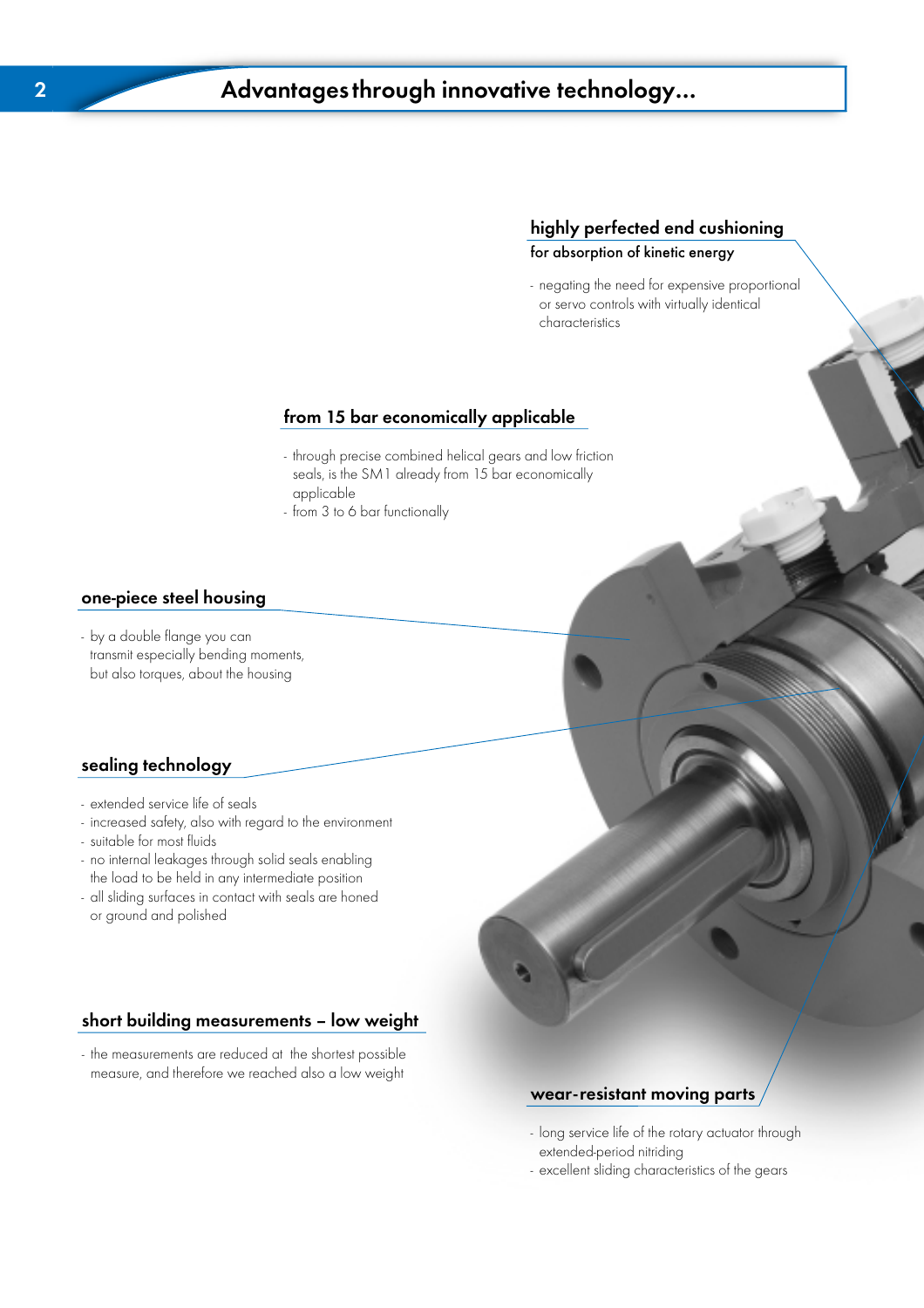# Advantages through innovative technology...

## highly perfected end cushioning

**for absorption of kinetic energy**

- negating the need for expensive proportional or servo controls with virtually identical characteristics

## from 15 bar economically applicable

- through precise combined helical gears and low friction seals, is the SM1 already from 15 bar economically applicable
- from 3 to 6 bar functionally

## one-piece steel housing

- by a double flange you can transmit especially bending moments, but also torques, about the housing

## sealing technology

- extended service life of seals
- increased safety, also with regard to the environment
- suitable for most fluids
- no internal leakages through solid seals enabling the load to be held in any intermediate position
- all sliding surfaces in contact with seals are honed or ground and polished

## short building measurements – low weight

- the measurements are reduced at the shortest possible measure, and therefore we reached also a low weight

## wear-resistant moving parts

- long service life of the rotary actuator through extended-period nitriding
- excellent sliding characteristics of the gears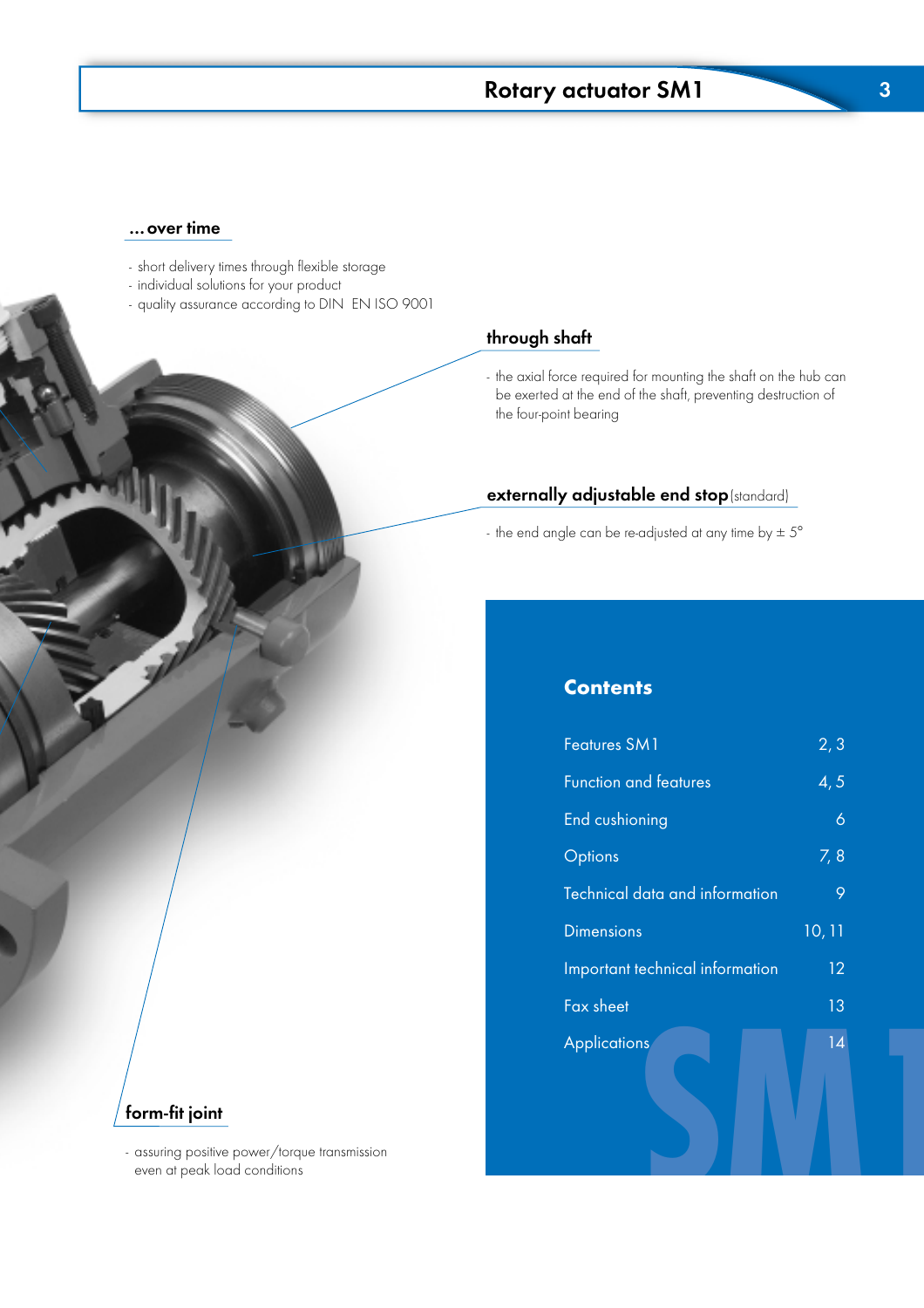## ... over time

- short delivery times through flexible storage
- individual solutions for your product
- quality assurance according to DIN EN ISO 9001

## through shaft

- the axial force required for mounting the shaft on the hub can be exerted at the end of the shaft, preventing destruction of the four-point bearing

## externally adjustable end stop (standard)

- the end angle can be re-adjusted at any time by ± 5°

## form-fit joint

- assuring positive power/torque transmission even at peak load conditions

## Contents

| | |
|---|---|
| Features SM1 | 2, 3 |
| Function and features | 4, 5 |
| End cushioning | 6 |
| Options | 7, 8 |
| Technical data and information | 9 |
| Dimensions | 10, 11 |
| Important technical information | 12 |
| Fax sheet | 13 |
| Applications | 14 |

SM1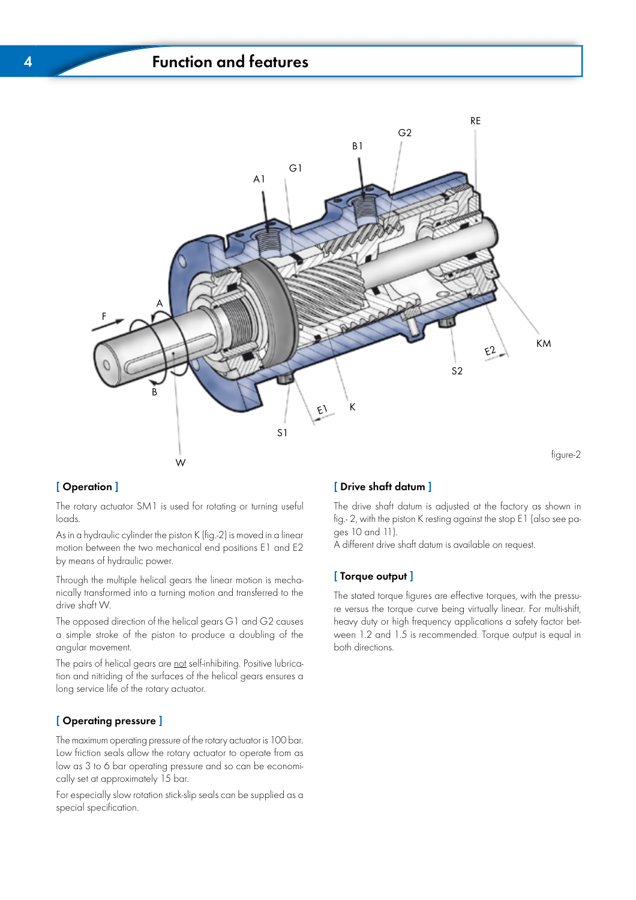# Function and features

figure-2

## [ Operation ]

The rotary actuator SM1 is used for rotating or turning useful loads.

As in a hydraulic cylinder the piston K (fig.-2) is moved in a linear motion between the two mechanical end positions E1 and E2 by means of hydraulic power.

Through the multiple helical gears the linear motion is mechanically transformed into a turning motion and transferred to the drive shaft W.

The opposed direction of the helical gears G1 and G2 causes a simple stroke of the piston to produce a doubling of the angular movement.

The pairs of helical gears are not self-inhibiting. Positive lubrication and nitriding of the surfaces of the helical gears ensures a long service life of the rotary actuator.

## [ Operating pressure ]

The maximum operating pressure of the rotary actuator is 100 bar. Low friction seals allow the rotary actuator to operate from as low as 3 to 6 bar operating pressure and so can be economically set at approximately 15 bar.

For especially slow rotation stick-slip seals can be supplied as a special specification.

## [ Drive shaft datum ]

The drive shaft datum is adjusted at the factory as shown in fig.- 2, with the piston K resting against the stop E1 (also see pages 10 and 11).
A different drive shaft datum is available on request.

## [ Torque output ]

The stated torque figures are effective torques, with the pressure versus the torque curve being virtually linear. For multi-shift, heavy duty or high frequency applications a safety factor between 1.2 and 1.5 is recommended. Torque output is equal in both directions.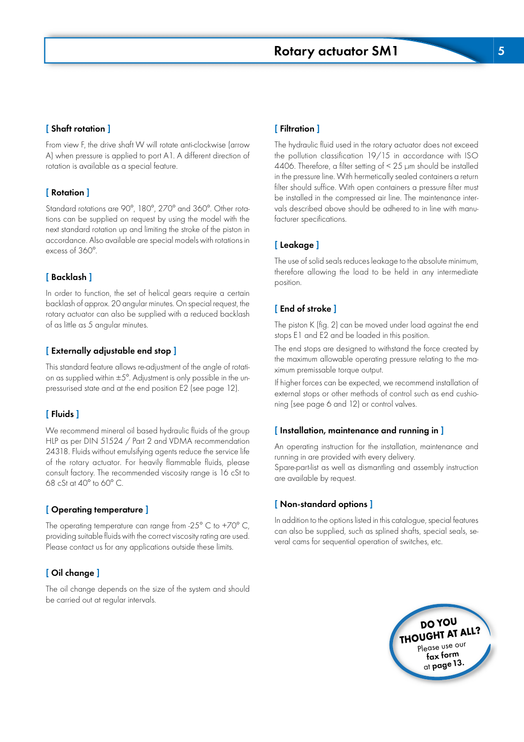# Rotary actuator SM1

## [ Shaft rotation ]

From view F, the drive shaft W will rotate anti-clockwise (arrow A) when pressure is applied to port A1. A different direction of rotation is available as a special feature.

## [ Rotation ]

Standard rotations are 90°, 180°, 270° and 360°. Other rotations can be supplied on request by using the model with the next standard rotation up and limiting the stroke of the piston in accordance. Also available are special models with rotations in excess of 360°.

## [ Backlash ]

In order to function, the set of helical gears require a certain backlash of approx. 20 angular minutes. On special request, the rotary actuator can also be supplied with a reduced backlash of as little as 5 angular minutes.

## [ Externally adjustable end stop ]

This standard feature allows re-adjustment of the angle of rotation as supplied within ±5°. Adjustment is only possible in the unpressurised state and at the end position E2 (see page 12).

## [ Fluids ]

We recommend mineral oil based hydraulic fluids of the group HLP as per DIN 51524 / Part 2 and VDMA recommendation 24318. Fluids without emulsifying agents reduce the service life of the rotary actuator. For heavily flammable fluids, please consult factory. The recommended viscosity range is 16 cSt to 68 cSt at 40° to 60° C.

## [ Operating temperature ]

The operating temperature can range from -25° C to +70° C, providing suitable fluids with the correct viscosity rating are used. Please contact us for any applications outside these limits.

## [ Oil change ]

The oil change depends on the size of the system and should be carried out at regular intervals.

## [ Filtration ]

The hydraulic fluid used in the rotary actuator does not exceed the pollution classification 19/15 in accordance with ISO 4406. Therefore, a filter setting of < 25 µm should be installed in the pressure line. With hermetically sealed containers a return filter should suffice. With open containers a pressure filter must be installed in the compressed air line. The maintenance intervals described above should be adhered to in line with manufacturer specifications.

## [ Leakage ]

The use of solid seals reduces leakage to the absolute minimum, therefore allowing the load to be held in any intermediate position.

## [ End of stroke ]

The piston K (fig. 2) can be moved under load against the end stops E1 and E2 and be loaded in this position.

The end stops are designed to withstand the force created by the maximum allowable operating pressure relating to the maximum premissable torque output.

If higher forces can be expected, we recommend installation of external stops or other methods of control such as end cushioning (see page 6 and 12) or control valves.

## [ Installation, maintenance and running in ]

An operating instruction for the installation, maintenance and running in are provided with every delivery.
Spare-part-list as well as dismantling and assembly instruction are available by request.

## [ Non-standard options ]

In addition to the options listed in this catalogue, special features can also be supplied, such as splined shafts, special seals, several cams for sequential operation of switches, etc.

**DO YOU THOUGHT AT ALL?**
Please use our **fax form** at **page 13.**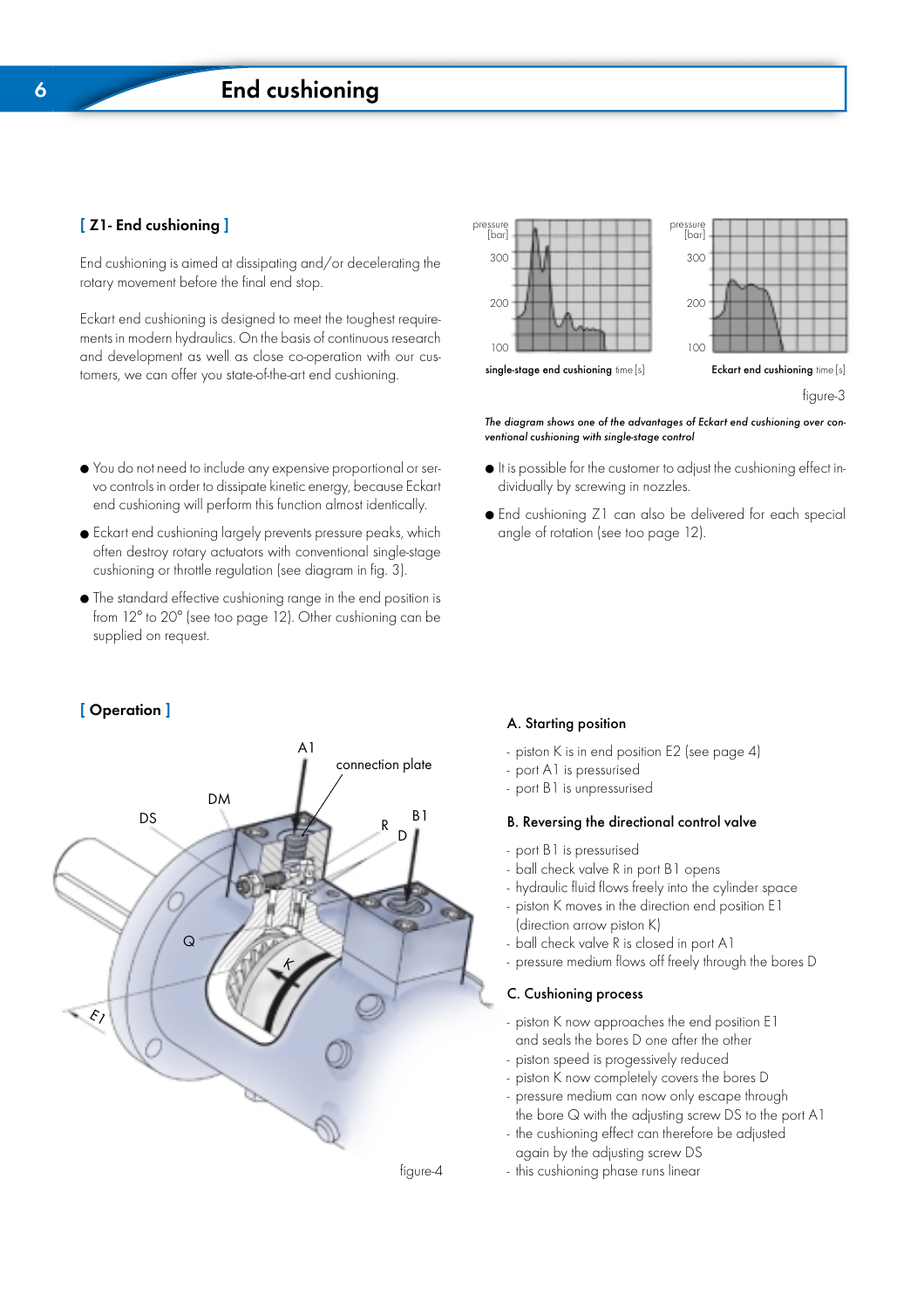# End cushioning

## [ Z1- End cushioning ]

End cushioning is aimed at dissipating and/or decelerating the rotary movement before the final end stop.

Eckart end cushioning is designed to meet the toughest requirements in modern hydraulics. On the basis of continuous research and development as well as close co-operation with our customers, we can offer you state-of-the-art end cushioning.

figure-3

*The diagram shows one of the advantages of Eckart end cushioning over conventional cushioning with single-stage control*

- You do not need to include any expensive proportional or servo controls in order to dissipate kinetic energy, because Eckart end cushioning will perform this function almost identically.
- Eckart end cushioning largely prevents pressure peaks, which often destroy rotary actuators with conventional single-stage cushioning or throttle regulation (see diagram in fig. 3).
- The standard effective cushioning range in the end position is from 12° to 20° (see too page 12). Other cushioning can be supplied on request.
- It is possible for the customer to adjust the cushioning effect individually by screwing in nozzles.
- End cushioning Z1 can also be delivered for each special angle of rotation (see too page 12).

## [ Operation ]

figure-4

### A. Starting position

- piston K is in end position E2 (see page 4)
- port A1 is pressurised
- port B1 is unpressurised

### B. Reversing the directional control valve

- port B1 is pressurised
- ball check valve R in port B1 opens
- hydraulic fluid flows freely into the cylinder space
- piston K moves in the direction end position E1 (direction arrow piston K)
- ball check valve R is closed in port A1
- pressure medium flows off freely through the bores D

### C. Cushioning process

- piston K now approaches the end position E1 and seals the bores D one after the other
- piston speed is progessively reduced
- piston K now completely covers the bores D
- pressure medium can now only escape through the bore Q with the adjusting screw DS to the port A1
- the cushioning effect can therefore be adjusted again by the adjusting screw DS
- this cushioning phase runs linear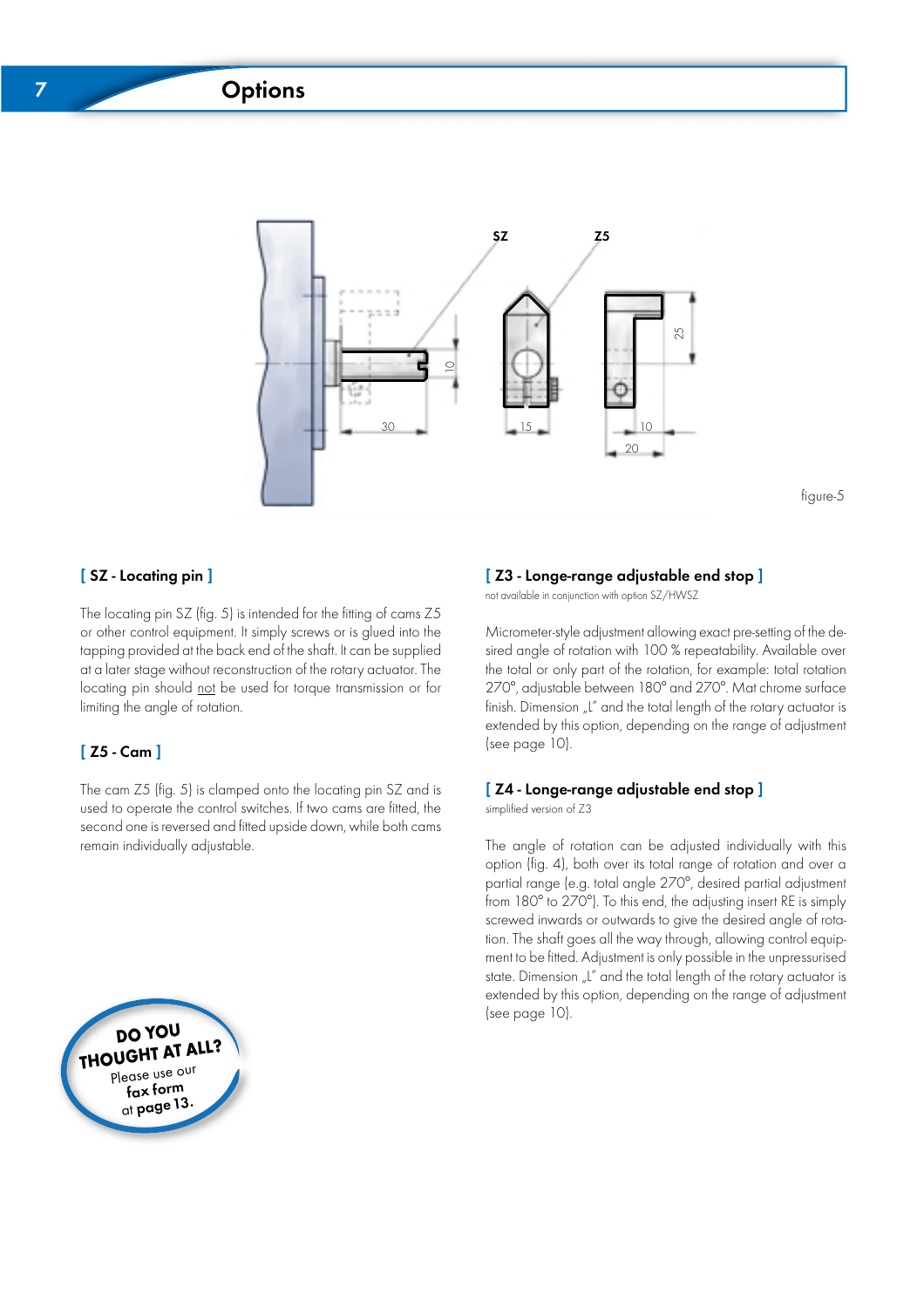# Options

figure-5

## [ SZ - Locating pin ]

The locating pin SZ (fig. 5) is intended for the fitting of cams Z5 or other control equipment. It simply screws or is glued into the tapping provided at the back end of the shaft. It can be supplied at a later stage without reconstruction of the rotary actuator. The locating pin should not be used for torque transmission or for limiting the angle of rotation.

## [ Z5 - Cam ]

The cam Z5 (fig. 5) is clamped onto the locating pin SZ and is used to operate the control switches. If two cams are fitted, the second one is reversed and fitted upside down, while both cams remain individually adjustable.

**DO YOU THOUGHT AT ALL?**
Please use our **fax form** at **page 13.**

## [ Z3 - Longe-range adjustable end stop ]

not available in conjunction with option SZ/HWSZ

Micrometer-style adjustment allowing exact pre-setting of the desired angle of rotation with 100 % repeatability. Available over the total or only part of the rotation, for example: total rotation 270°, adjustable between 180° and 270°. Mat chrome surface finish. Dimension „L" and the total length of the rotary actuator is extended by this option, depending on the range of adjustment (see page 10).

## [ Z4 - Longe-range adjustable end stop ]

simplified version of Z3

The angle of rotation can be adjusted individually with this option (fig. 4), both over its total range of rotation and over a partial range (e.g. total angle 270°, desired partial adjustment from 180° to 270°). To this end, the adjusting insert RE is simply screwed inwards or outwards to give the desired angle of rotation. The shaft goes all the way through, allowing control equipment to be fitted. Adjustment is only possible in the unpressurised state. Dimension „L" and the total length of the rotary actuator is extended by this option, depending on the range of adjustment (see page 10).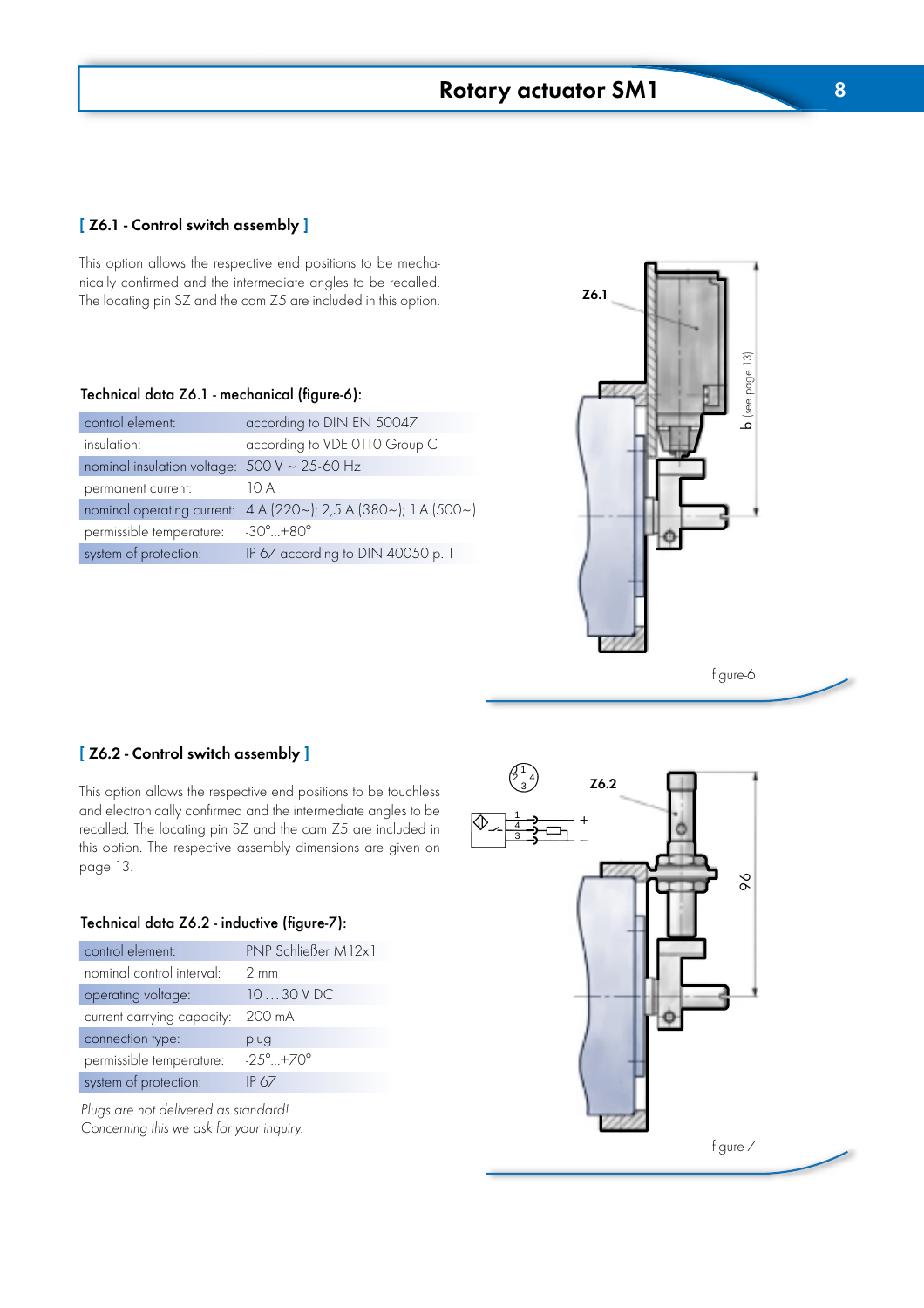## [ Z6.1 - Control switch assembly ]

This option allows the respective end positions to be mechanically confirmed and the intermediate angles to be recalled. The locating pin SZ and the cam Z5 are included in this option.

### Technical data Z6.1 - mechanical (figure-6):

| | |
|---|---|
| control element: | according to DIN EN 50047 |
| insulation: | according to VDE 0110 Group C |
| nominal insulation voltage: | 500 V ~ 25-60 Hz |
| permanent current: | 10 A |
| nominal operating current: | 4 A (220~); 2,5 A (380~); 1 A (500~) |
| permissible temperature: | -30°...+80° |
| system of protection: | IP 67 according to DIN 40050 p. 1 |

Z6.1

b (see page 13)

figure-6

## [ Z6.2 - Control switch assembly ]

This option allows the respective end positions to be touchless and electronically confirmed and the intermediate angles to be recalled. The locating pin SZ and the cam Z5 are included in this option. The respective assembly dimensions are given on page 13.

### Technical data Z6.2 - inductive (figure-7):

| | |
|---|---|
| control element: | PNP Schließer M12x1 |
| nominal control interval: | 2 mm |
| operating voltage: | 10 ...30 V DC |
| current carrying capacity: | 200 mA |
| connection type: | plug |
| permissible temperature: | -25°...+70° |
| system of protection: | IP 67 |

*Plugs are not delivered as standard!*
*Concerning this we ask for your inquiry.*

Z6.2

96

figure-7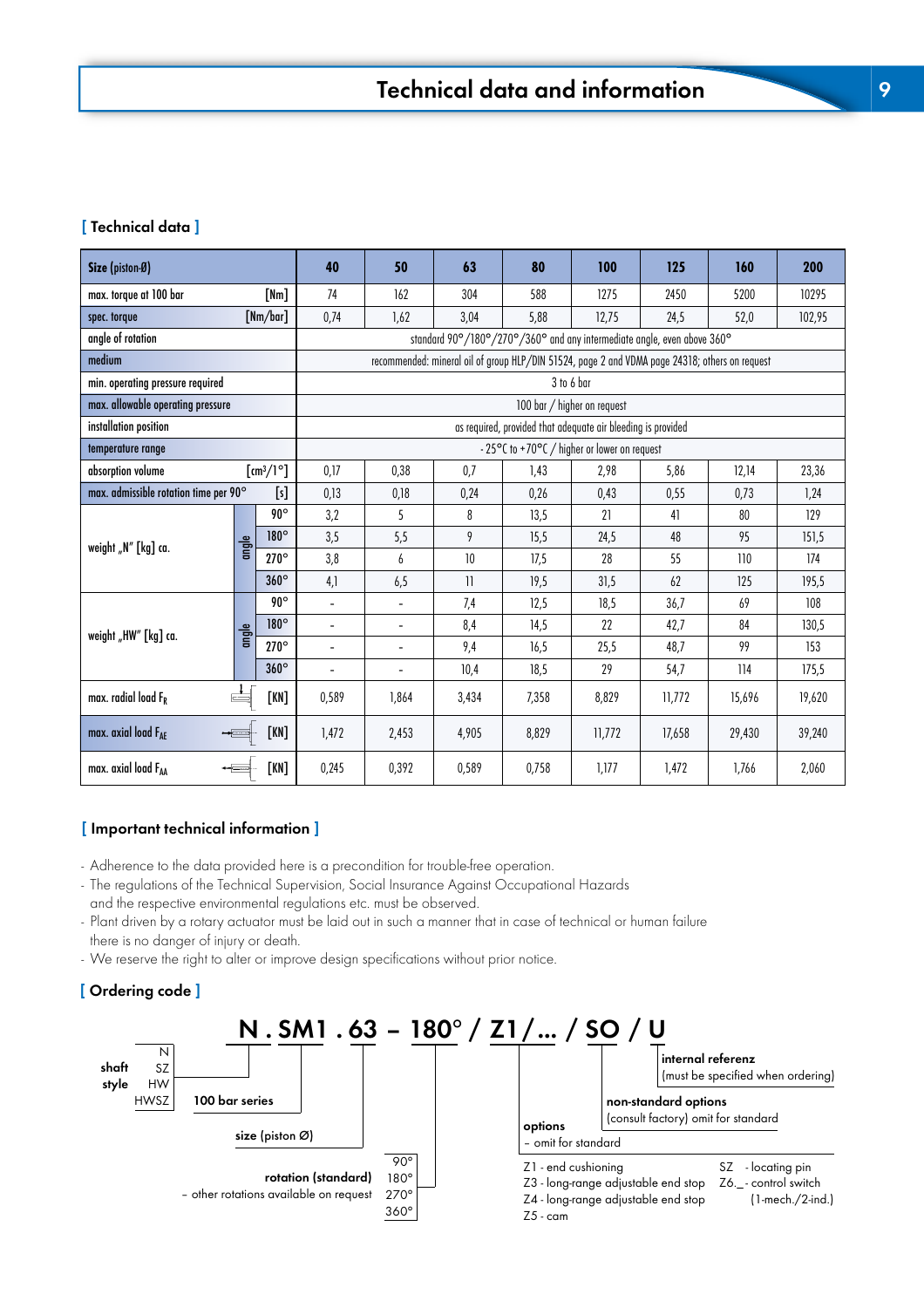# Technical data and information

## [ Technical data ]

| Size (piston-Ø) | | | 40 | 50 | 63 | 80 | 100 | 125 | 160 | 200 |
|---|---|---|---|---|---|---|---|---|---|---|
| max. torque at 100 bar | | [Nm] | 74 | 162 | 304 | 588 | 1275 | 2450 | 5200 | 10295 |
| spec. torque | | [Nm/bar] | 0,74 | 1,62 | 3,04 | 5,88 | 12,75 | 24,5 | 52,0 | 102,95 |
| angle of rotation | | | standard 90°/180°/270°/360° and any intermediate angle, even above 360° | | | | | | | |
| medium | | | recommended: mineral oil of group HLP/DIN 51524, page 2 and VDMA page 24318; others on request | | | | | | | |
| min. operating pressure required | | | 3 to 6 bar | | | | | | | |
| max. allowable operating pressure | | | 100 bar / higher on request | | | | | | | |
| installation position | | | as required, provided that adequate air bleeding is provided | | | | | | | |
| temperature range | | | - 25°C to +70°C / higher or lower on request | | | | | | | |
| absorption volume | | [cm³/1°] | 0,17 | 0,38 | 0,7 | 1,43 | 2,98 | 5,86 | 12,14 | 23,36 |
| max. admissible rotation time per 90° | | [s] | 0,13 | 0,18 | 0,24 | 0,26 | 0,43 | 0,55 | 0,73 | 1,24 |
| weight „N" [kg] ca. | angle | 90° | 3,2 | 5 | 8 | 13,5 | 21 | 41 | 80 | 129 |
| | | 180° | 3,5 | 5,5 | 9 | 15,5 | 24,5 | 48 | 95 | 151,5 |
| | | 270° | 3,8 | 6 | 10 | 17,5 | 28 | 55 | 110 | 174 |
| | | 360° | 4,1 | 6,5 | 11 | 19,5 | 31,5 | 62 | 125 | 195,5 |
| weight „HW" [kg] ca. | angle | 90° | - | - | 7,4 | 12,5 | 18,5 | 36,7 | 69 | 108 |
| | | 180° | - | - | 8,4 | 14,5 | 22 | 42,7 | 84 | 130,5 |
| | | 270° | - | - | 9,4 | 16,5 | 25,5 | 48,7 | 99 | 153 |
| | | 360° | - | - | 10,4 | 18,5 | 29 | 54,7 | 114 | 175,5 |
| max. radial load $F_R$ | | [KN] | 0,589 | 1,864 | 3,434 | 7,358 | 8,829 | 11,772 | 15,696 | 19,620 |
| max. axial load $F_{AE}$ | | [KN] | 1,472 | 2,453 | 4,905 | 8,829 | 11,772 | 17,658 | 29,430 | 39,240 |
| max. axial load $F_{AA}$ | | [KN] | 0,245 | 0,392 | 0,589 | 0,758 | 1,177 | 1,472 | 1,766 | 2,060 |

## [ Important technical information ]

- Adherence to the data provided here is a precondition for trouble-free operation.
- The regulations of the Technical Supervision, Social Insurance Against Occupational Hazards and the respective environmental regulations etc. must be observed.
- Plant driven by a rotary actuator must be laid out in such a manner that in case of technical or human failure there is no danger of injury or death.
- We reserve the right to alter or improve design specifications without prior notice.

## [ Ordering code ]

**N . SM1 . 63 – 180° / Z1 / ... / SO / U**

- **N** – shaft style: N, SZ, HW, HWSZ
- **SM1** – 100 bar series
- **63** – size (piston Ø)
- **180°** – rotation (standard): 90°, 180°, 270°, 360° – other rotations available on request
- **Z1 / ...** – options – omit for standard
  - Z1 - end cushioning
  - Z3 - long-range adjustable end stop
  - Z4 - long-range adjustable end stop
  - Z5 - cam
  - SZ - locating pin
  - Z6._ - control switch (1-mech./2-ind.)
- **SO** – non-standard options (consult factory) omit for standard
- **U** – internal referenz (must be specified when ordering)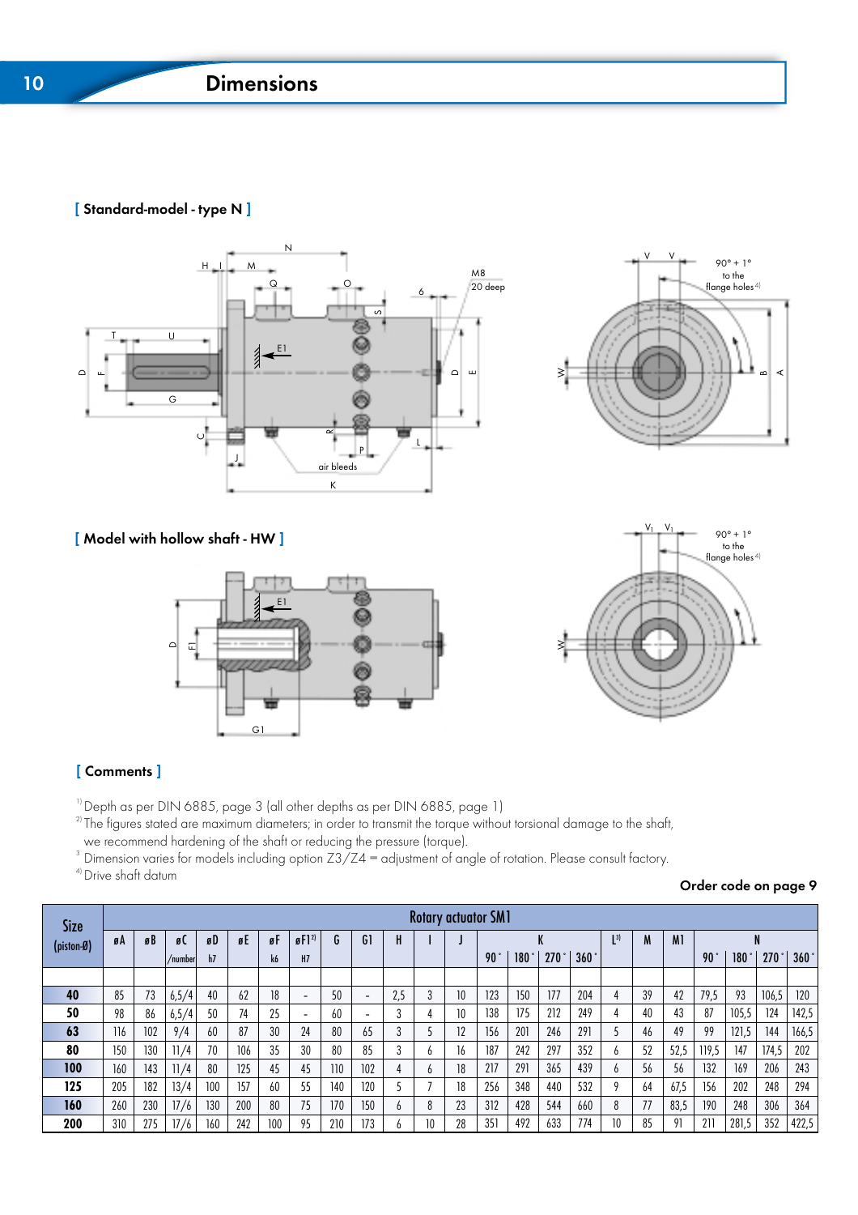# Dimensions

## [ Standard-model - type N ]

## [ Model with hollow shaft - HW ]

## [ Comments ]

[1] Depth as per DIN 6885, page 3 (all other depths as per DIN 6885, page 1)
[2] The figures stated are maximum diameters; in order to transmit the torque without torsional damage to the shaft, we recommend hardening of the shaft or reducing the pressure (torque).
[3] Dimension varies for models including option Z3/Z4 = adjustment of angle of rotation. Please consult factory.
[4] Drive shaft datum

**Order code on page 9**

| Size (piston-Ø) | Rotary actuator SM1 | | | | | | | | | | | | | | | | | | | | | | |
|---|---|---|---|---|---|---|---|---|---|---|---|---|---|---|---|---|---|---|---|---|---|---|---|
| | øA | øB | øC | øD | øE | øF | øF1[2] | G | G1 | H | I | J | K | | | | L[3] | M | M1 | N | | | |
| | | | /number | h7 | | k6 | H7 | | | | | | 90° | 180° | 270° | 360° | | | | 90° | 180° | 270° | 360° |
| **40** | 85 | 73 | 6,5/4 | 40 | 62 | 18 | - | 50 | - | 2,5 | 3 | 10 | 123 | 150 | 177 | 204 | 4 | 39 | 42 | 79,5 | 93 | 106,5 | 120 |
| **50** | 98 | 86 | 6,5/4 | 50 | 74 | 25 | - | 60 | - | 3 | 4 | 10 | 138 | 175 | 212 | 249 | 4 | 40 | 43 | 87 | 105,5 | 124 | 142,5 |
| **63** | 116 | 102 | 9/4 | 60 | 87 | 30 | 24 | 80 | 65 | 3 | 5 | 12 | 156 | 201 | 246 | 291 | 5 | 46 | 49 | 99 | 121,5 | 144 | 166,5 |
| **80** | 150 | 130 | 11/4 | 70 | 106 | 35 | 30 | 80 | 85 | 3 | 6 | 16 | 187 | 242 | 297 | 352 | 6 | 52 | 52,5 | 119,5 | 147 | 174,5 | 202 |
| **100** | 160 | 143 | 11/4 | 80 | 125 | 45 | 45 | 110 | 102 | 4 | 6 | 18 | 217 | 291 | 365 | 439 | 6 | 56 | 56 | 132 | 169 | 206 | 243 |
| **125** | 205 | 182 | 13/4 | 100 | 157 | 60 | 55 | 140 | 120 | 5 | 7 | 18 | 256 | 348 | 440 | 532 | 9 | 64 | 67,5 | 156 | 202 | 248 | 294 |
| **160** | 260 | 230 | 17/6 | 130 | 200 | 80 | 75 | 170 | 150 | 6 | 8 | 23 | 312 | 428 | 544 | 660 | 8 | 77 | 83,5 | 190 | 248 | 306 | 364 |
| **200** | 310 | 275 | 17/6 | 160 | 242 | 100 | 95 | 210 | 173 | 6 | 10 | 28 | 351 | 492 | 633 | 774 | 10 | 85 | 91 | 211 | 281,5 | 352 | 422,5 |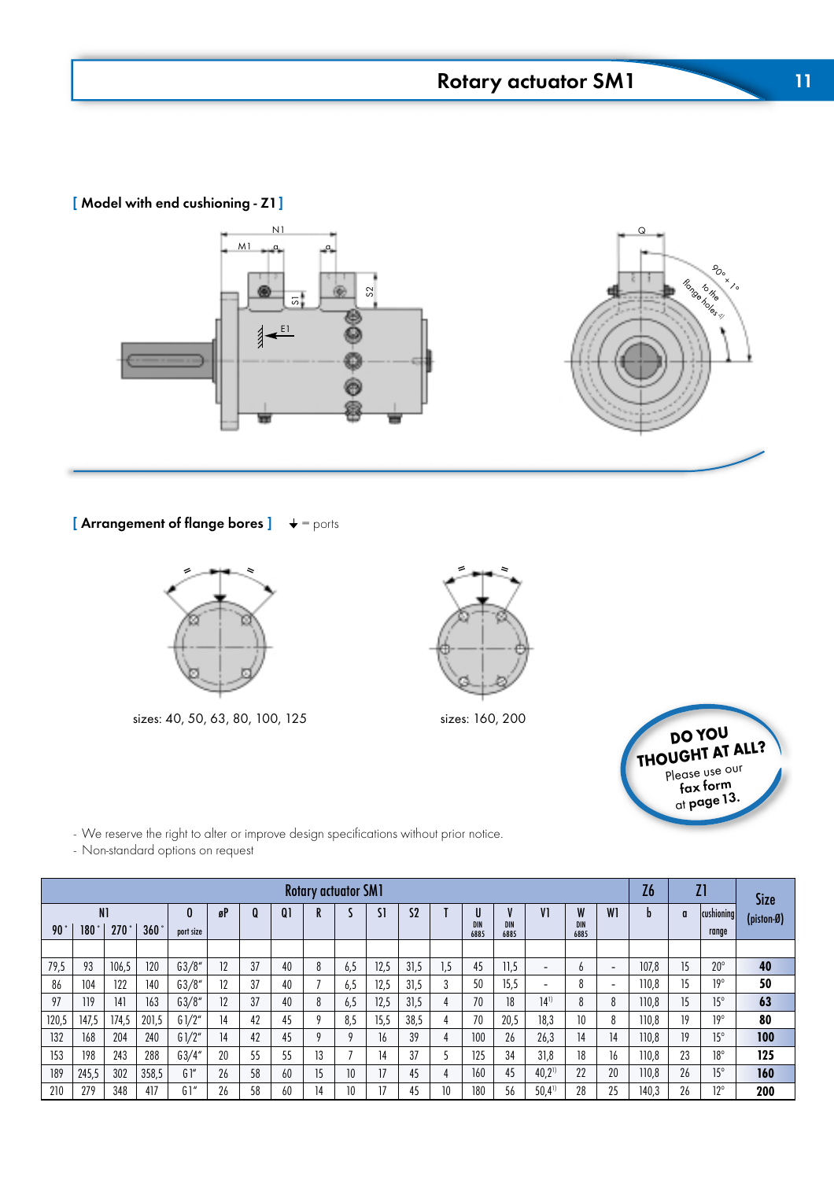# Rotary actuator SM1

## [ Model with end cushioning - Z1 ]

## [ Arrangement of flange bores ]

↓ = ports

sizes: 40, 50, 63, 80, 100, 125

sizes: 160, 200

DO YOU THOUGHT AT ALL? Please use our fax form at page 13.

- We reserve the right to alter or improve design specifications without prior notice.
- Non-standard options on request

| Rotary actuator SM1 | | | | | | | | | | | | | | | | | | | Z6 | Z1 | | Size |
|---|---|---|---|---|---|---|---|---|---|---|---|---|---|---|---|---|---|---|---|---|---|---|
| N1 | | | | O | øP | Q | Q1 | R | S | S1 | S2 | T | U | V | V1 | W | W1 | b | a | cushioning | | (piston-Ø) |
| 90° | 180° | 270° | 360° | port size | | | | | | | | | DIN 6885 | DIN 6885 | | DIN 6885 | | | | range | | |
| 79,5 | 93 | 106,5 | 120 | G3/8" | 12 | 37 | 40 | 8 | 6,5 | 12,5 | 31,5 | 1,5 | 45 | 11,5 | - | 6 | - | 107,8 | 15 | 20° | | **40** |
| 86 | 104 | 122 | 140 | G3/8" | 12 | 37 | 40 | 7 | 6,5 | 12,5 | 31,5 | 3 | 50 | 15,5 | - | 8 | - | 110,8 | 15 | 19° | | **50** |
| 97 | 119 | 141 | 163 | G3/8" | 12 | 37 | 40 | 8 | 6,5 | 12,5 | 31,5 | 4 | 70 | 18 | 14[1] | 8 | 8 | 110,8 | 15 | 15° | | **63** |
| 120,5 | 147,5 | 174,5 | 201,5 | G1/2" | 14 | 42 | 45 | 9 | 8,5 | 15,5 | 38,5 | 4 | 70 | 20,5 | 18,3 | 10 | 8 | 110,8 | 19 | 19° | | **80** |
| 132 | 168 | 204 | 240 | G1/2" | 14 | 42 | 45 | 9 | 9 | 16 | 39 | 4 | 100 | 26 | 26,3 | 14 | 14 | 110,8 | 19 | 15° | | **100** |
| 153 | 198 | 243 | 288 | G3/4" | 20 | 55 | 55 | 13 | 7 | 14 | 37 | 5 | 125 | 34 | 31,8 | 18 | 16 | 110,8 | 23 | 18° | | **125** |
| 189 | 245,5 | 302 | 358,5 | G1" | 26 | 58 | 60 | 15 | 10 | 17 | 45 | 4 | 160 | 45 | 40,2[1] | 22 | 20 | 110,8 | 26 | 15° | | **160** |
| 210 | 279 | 348 | 417 | G1" | 26 | 58 | 60 | 14 | 10 | 17 | 45 | 10 | 180 | 56 | 50,4[1] | 28 | 25 | 140,3 | 26 | 12° | | **200** |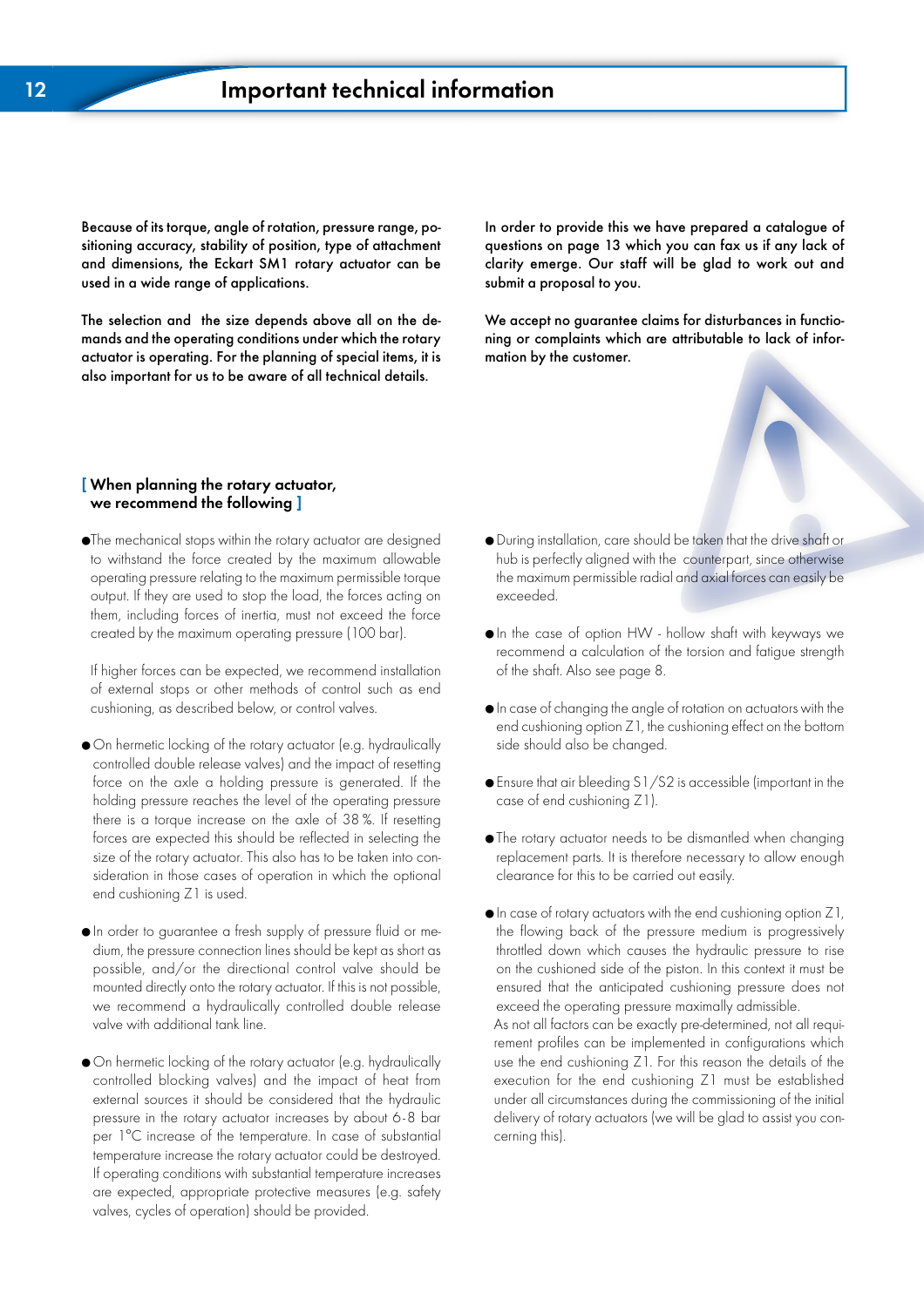# Important technical information

Because of its torque, angle of rotation, pressure range, positioning accuracy, stability of position, type of attachment and dimensions, the Eckart SM1 rotary actuator can be used in a wide range of applications.

The selection and the size depends above all on the demands and the operating conditions under which the rotary actuator is operating. For the planning of special items, it is also important for us to be aware of all technical details.

In order to provide this we have prepared a catalogue of questions on page 13 which you can fax us if any lack of clarity emerge. Our staff will be glad to work out and submit a proposal to you.

We accept no guarantee claims for disturbances in functioning or complaints which are attributable to lack of information by the customer.

## [ When planning the rotary actuator, we recommend the following ]

- The mechanical stops within the rotary actuator are designed to withstand the force created by the maximum allowable operating pressure relating to the maximum permissible torque output. If they are used to stop the load, the forces acting on them, including forces of inertia, must not exceed the force created by the maximum operating pressure (100 bar).

  If higher forces can be expected, we recommend installation of external stops or other methods of control such as end cushioning, as described below, or control valves.

- On hermetic locking of the rotary actuator (e.g. hydraulically controlled double release valves) and the impact of resetting force on the axle a holding pressure is generated. If the holding pressure reaches the level of the operating pressure there is a torque increase on the axle of 38 %. If resetting forces are expected this should be reflected in selecting the size of the rotary actuator. This also has to be taken into consideration in those cases of operation in which the optional end cushioning Z1 is used.

- In order to guarantee a fresh supply of pressure fluid or medium, the pressure connection lines should be kept as short as possible, and/or the directional control valve should be mounted directly onto the rotary actuator. If this is not possible, we recommend a hydraulically controlled double release valve with additional tank line.

- On hermetic locking of the rotary actuator (e.g. hydraulically controlled blocking valves) and the impact of heat from external sources it should be considered that the hydraulic pressure in the rotary actuator increases by about 6-8 bar per 1°C increase of the temperature. In case of substantial temperature increase the rotary actuator could be destroyed. If operating conditions with substantial temperature increases are expected, appropriate protective measures (e.g. safety valves, cycles of operation) should be provided.

- During installation, care should be taken that the drive shaft or hub is perfectly aligned with the counterpart, since otherwise the maximum permissible radial and axial forces can easily be exceeded.

- In the case of option HW - hollow shaft with keyways we recommend a calculation of the torsion and fatigue strength of the shaft. Also see page 8.

- In case of changing the angle of rotation on actuators with the end cushioning option Z1, the cushioning effect on the bottom side should also be changed.

- Ensure that air bleeding S1/S2 is accessible (important in the case of end cushioning Z1).

- The rotary actuator needs to be dismantled when changing replacement parts. It is therefore necessary to allow enough clearance for this to be carried out easily.

- In case of rotary actuators with the end cushioning option Z1, the flowing back of the pressure medium is progressively throttled down which causes the hydraulic pressure to rise on the cushioned side of the piston. In this context it must be ensured that the anticipated cushioning pressure does not exceed the operating pressure maximally admissible.
  As not all factors can be exactly pre-determined, not all requirement profiles can be implemented in configurations which use the end cushioning Z1. For this reason the details of the execution for the end cushioning Z1 must be established under all circumstances during the commissioning of the initial delivery of rotary actuators (we will be glad to assist you concerning this).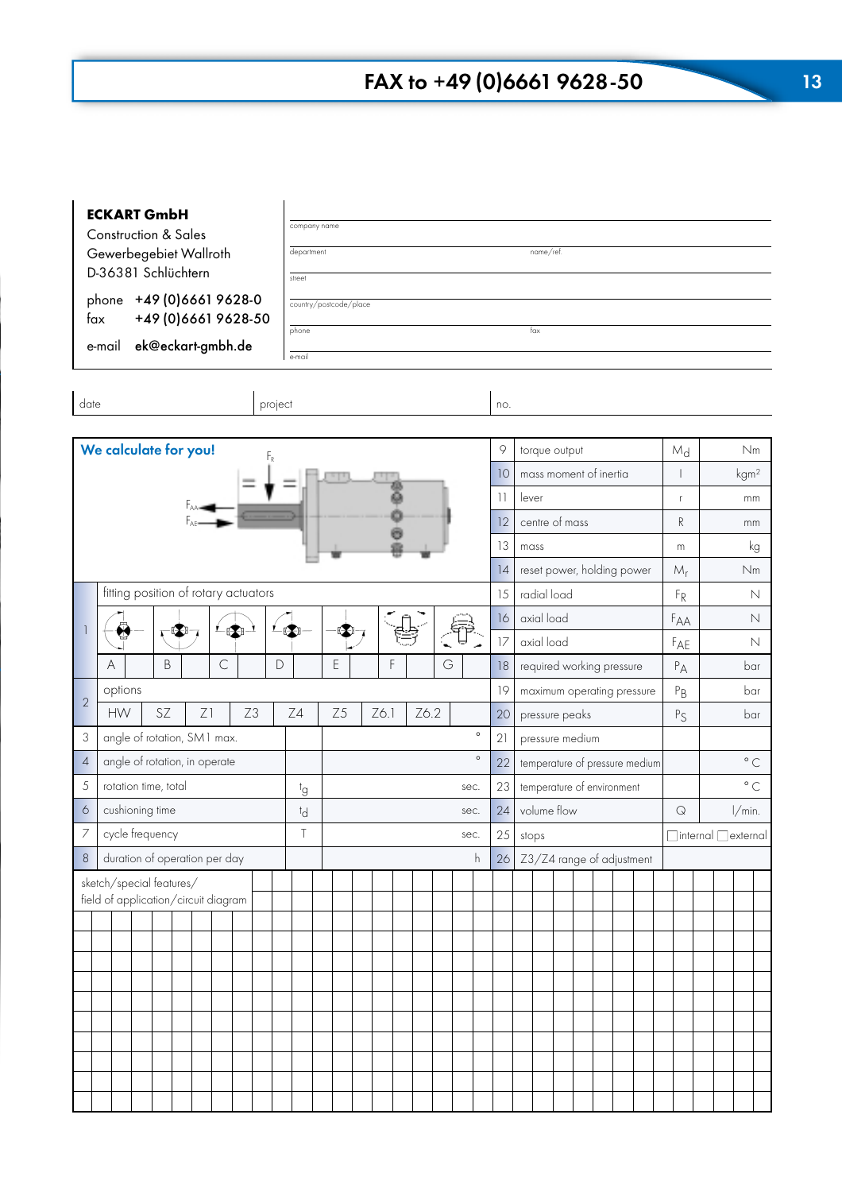# FAX to +49 (0)6661 9628-50

**ECKART GmbH**
Construction & Sales
Gewerbegebiet Wallroth
D-36381 Schlüchtern

phone +49 (0)6661 9628-0
fax +49 (0)6661 9628-50

e-mail **ek@eckart-gmbh.de**

| | |
|---|---|
| company name | |
| department | name/ref. |
| street | |
| country/postcode/place | |
| phone | fax |
| e-mail | |

| date | project | no. |
|---|---|---|
| | | |

**We calculate for you!**

$F_R$, $F_{AA}$, $F_{AE}$

| | | | | |
|---|---|---|---|---|
| 1 | fitting position of rotary actuators: A, B, C, D, E, F, G | | | |
| 2 | options: HW, SZ, Z1, Z3, Z4, Z5, Z6.1, Z6.2 | | | |
| 3 | angle of rotation, SM1 max. | | | ° |
| 4 | angle of rotation, in operate | | | ° |
| 5 | rotation time, total | $t_g$ | | sec. |
| 6 | cushioning time | $t_d$ | | sec. |
| 7 | cycle frequency | T | | sec. |
| 8 | duration of operation per day | | | h |

| | | | |
|---|---|---|---|
| 9 | torque output | $M_d$ | Nm |
| 10 | mass moment of inertia | I | kgm² |
| 11 | lever | r | mm |
| 12 | centre of mass | R | mm |
| 13 | mass | m | kg |
| 14 | reset power, holding power | $M_r$ | Nm |
| 15 | radial load | $F_R$ | N |
| 16 | axial load | $F_{AA}$ | N |
| 17 | axial load | $F_{AE}$ | N |
| 18 | required working pressure | $P_A$ | bar |
| 19 | maximum operating pressure | $P_B$ | bar |
| 20 | pressure peaks | $P_S$ | bar |
| 21 | pressure medium | | |
| 22 | temperature of pressure medium | | °C |
| 23 | temperature of environment | | °C |
| 24 | volume flow | Q | l/min. |
| 25 | stops | ☐ internal ☐ external | |
| 26 | Z3/Z4 range of adjustment | | |

sketch/special features/
field of application/circuit diagram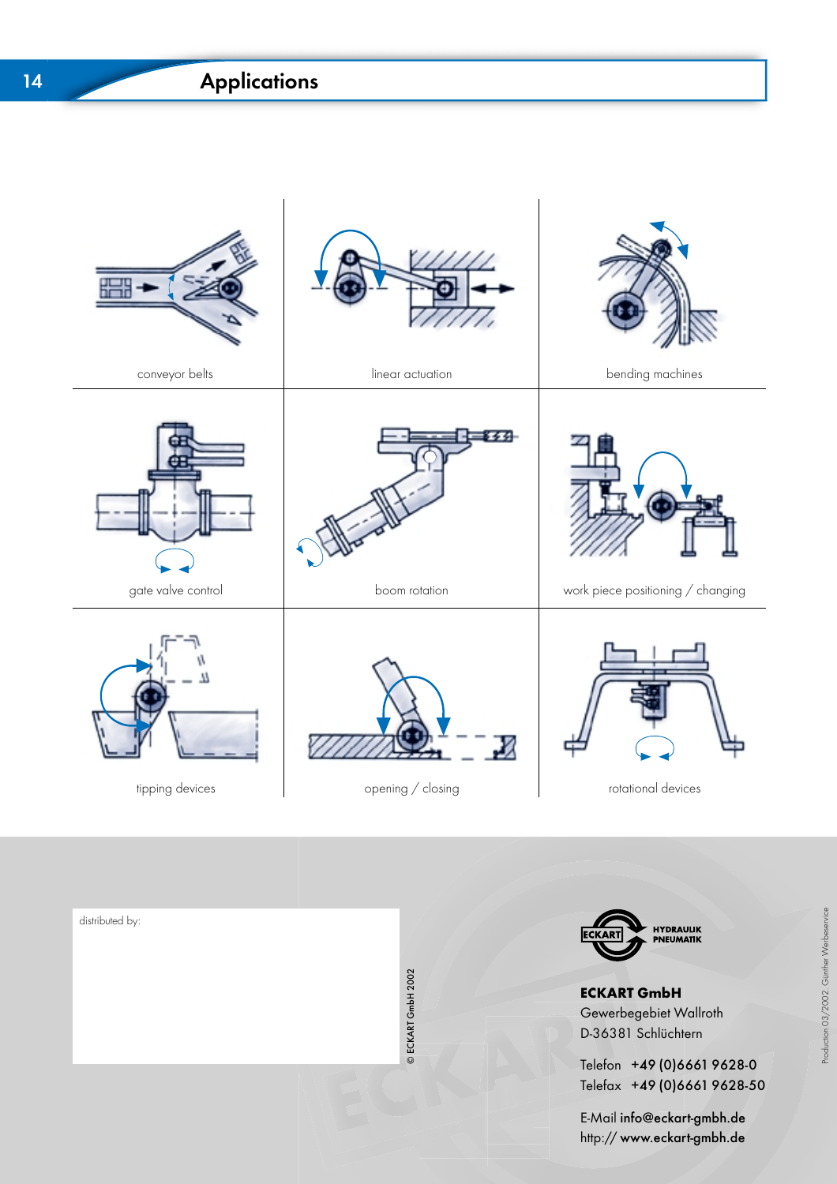# Applications

conveyor belts

linear actuation

bending machines

gate valve control

boom rotation

work piece positioning / changing

tipping devices

opening / closing

rotational devices

distributed by:

© ECKART GmbH 2002

HYDRAULIK
PNEUMATIK

**ECKART GmbH**
Gewerbegebiet Wallroth
D-36381 Schlüchtern

Telefon +49 (0)6661 9628-0
Telefax +49 (0)6661 9628-50

E-Mail info@eckart-gmbh.de
http:// www.eckart-gmbh.de

Production 03/2002 Günther Werbeservice